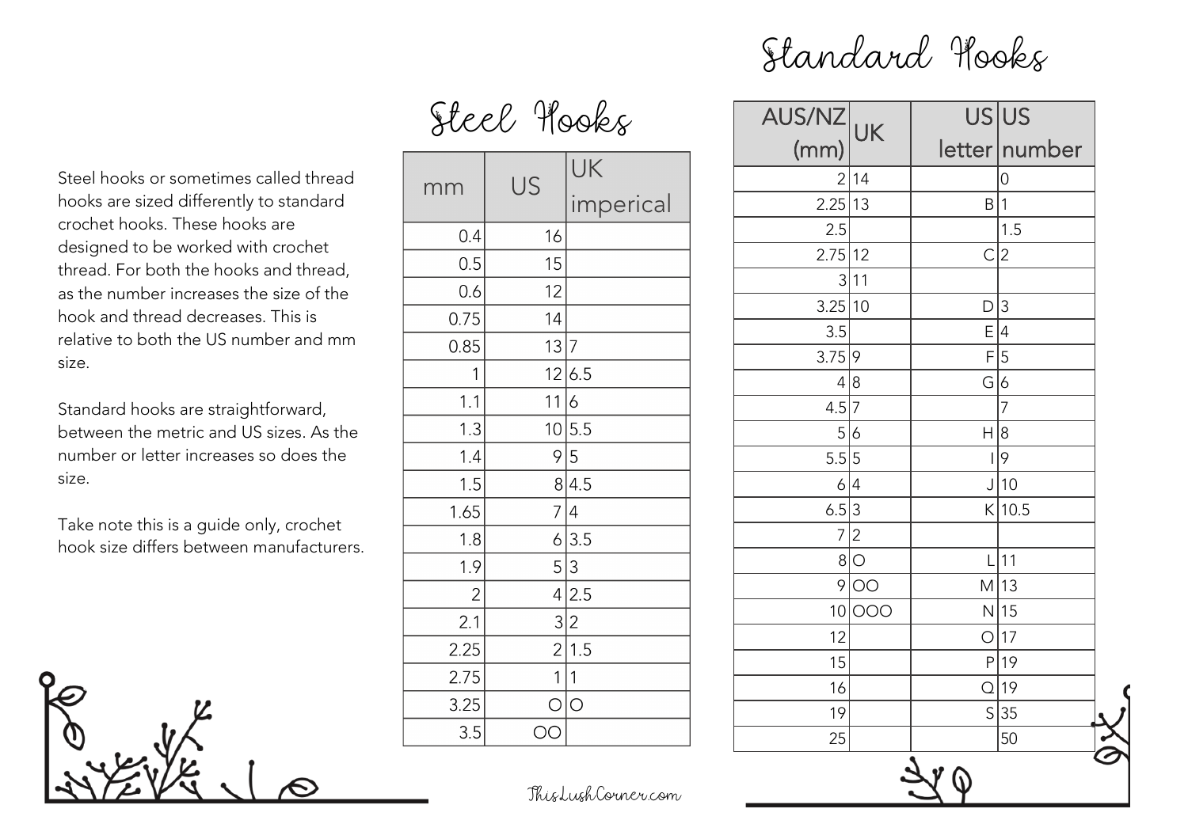Steel hooks or sometimes called thread hooks are sized differently to standard crochet hooks. These hooks are designed to be worked with crochet thread. For both the hooks and thread, as the number increases the size of the hook and thread decreases. This is relative to both the US number and mm size.

Standard hooks are straightforward, between the metric and US sizes. As the number or letter increases so does the size.

Take note this is a guide only, crochet hook size differs between manufacturers.

## Steel Hooks

| mm | US | UK imperical |
|---|---|---|
| 0.4 | 16 | |
| 0.5 | 15 | |
| 0.6 | 12 | |
| 0.75 | 14 | |
| 0.85 | 13 | 7 |
| 1 | 12 | 6.5 |
| 1.1 | 11 | 6 |
| 1.3 | 10 | 5.5 |
| 1.4 | 9 | 5 |
| 1.5 | 8 | 4.5 |
| 1.65 | 7 | 4 |
| 1.8 | 6 | 3.5 |
| 1.9 | 5 | 3 |
| 2 | 4 | 2.5 |
| 2.1 | 3 | 2 |
| 2.25 | 2 | 1.5 |
| 2.75 | 1 | 1 |
| 3.25 | O | O |
| 3.5 | OO | |

## Standard Hooks

| AUS/NZ (mm) | UK | US letter | US number |
|---|---|---|---|
| 2 | 14 | | 0 |
| 2.25 | 13 | B | 1 |
| 2.5 | | | 1.5 |
| 2.75 | 12 | C | 2 |
| 3 | 11 | | |
| 3.25 | 10 | D | 3 |
| 3.5 | | E | 4 |
| 3.75 | 9 | F | 5 |
| 4 | 8 | G | 6 |
| 4.5 | 7 | | 7 |
| 5 | 6 | H | 8 |
| 5.5 | 5 | I | 9 |
| 6 | 4 | J | 10 |
| 6.5 | 3 | K | 10.5 |
| 7 | 2 | | |
| 8 | O | L | 11 |
| 9 | OO | M | 13 |
| 10 | OOO | N | 15 |
| 12 | | O | 17 |
| 15 | | P | 19 |
| 16 | | Q | 19 |
| 19 | | S | 35 |
| 25 | | | 50 |

ThisLushCorner.com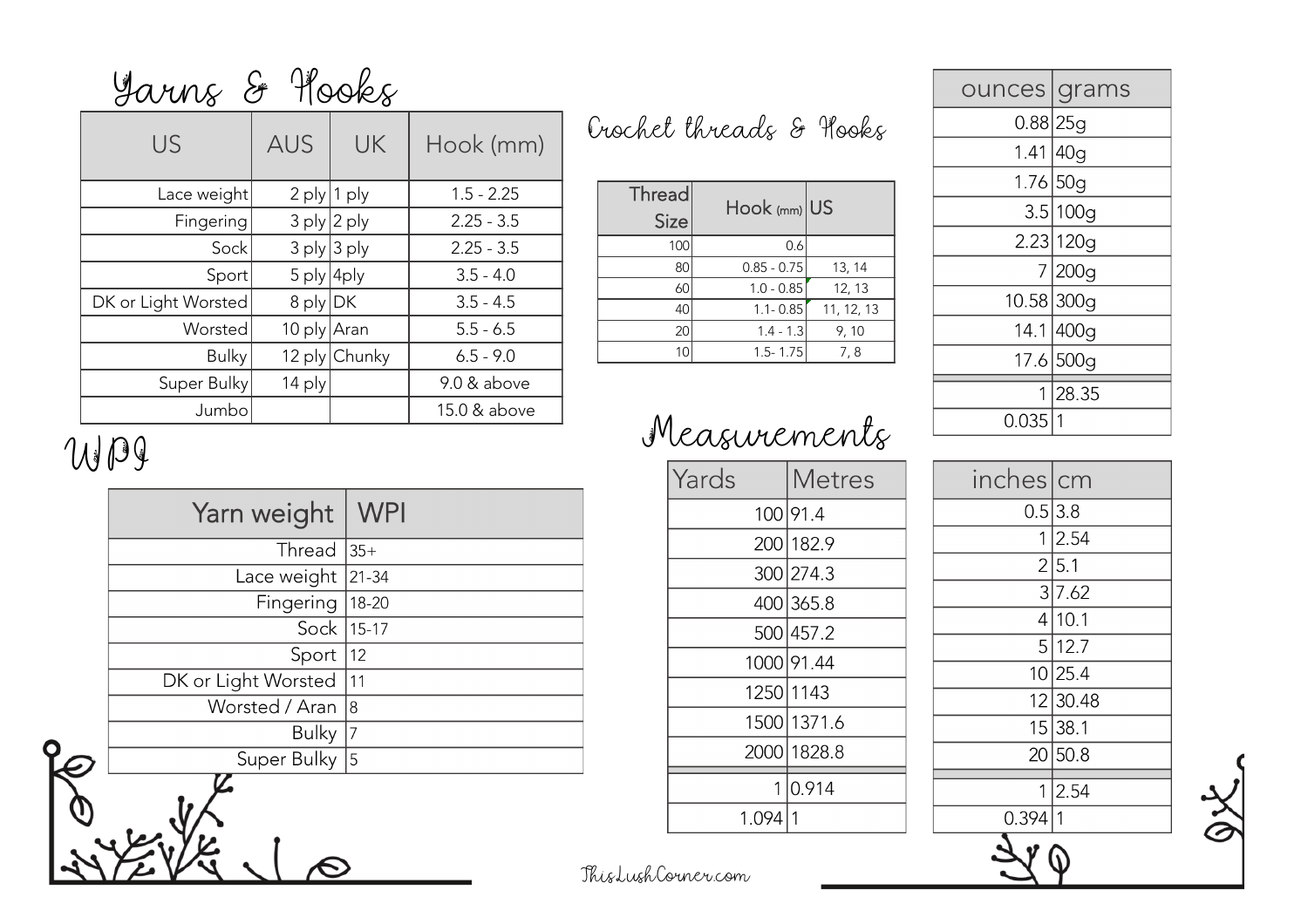## Yarns & Hooks

| US | AUS | UK | Hook (mm) |
|---|---|---|---|
| Lace weight | 2 ply | 1 ply | 1.5 - 2.25 |
| Fingering | 3 ply | 2 ply | 2.25 - 3.5 |
| Sock | 3 ply | 3 ply | 2.25 - 3.5 |
| Sport | 5 ply | 4ply | 3.5 - 4.0 |
| DK or Light Worsted | 8 ply | DK | 3.5 - 4.5 |
| Worsted | 10 ply | Aran | 5.5 - 6.5 |
| Bulky | 12 ply | Chunky | 6.5 - 9.0 |
| Super Bulky | 14 ply | | 9.0 & above |
| Jumbo | | | 15.0 & above |

## Crochet threads & Hooks

| Thread Size | Hook (mm) | US |
|---|---|---|
| 100 | 0.6 | |
| 80 | 0.85 - 0.75 | 13, 14 |
| 60 | 1.0 - 0.85 | 12, 13 |
| 40 | 1.1- 0.85 | 11, 12, 13 |
| 20 | 1.4 - 1.3 | 9, 10 |
| 10 | 1.5- 1.75 | 7, 8 |

| ounces | grams |
|---|---|
| 0.88 | 25g |
| 1.41 | 40g |
| 1.76 | 50g |
| 3.5 | 100g |
| 2.23 | 120g |
| 7 | 200g |
| 10.58 | 300g |
| 14.1 | 400g |
| 17.6 | 500g |
| 1 | 28.35 |
| 0.035 | 1 |

## WPI

| Yarn weight | WPI |
|---|---|
| Thread | 35+ |
| Lace weight | 21-34 |
| Fingering | 18-20 |
| Sock | 15-17 |
| Sport | 12 |
| DK or Light Worsted | 11 |
| Worsted / Aran | 8 |
| Bulky | 7 |
| Super Bulky | 5 |

## Measurements

| Yards | Metres |
|---|---|
| 100 | 91.4 |
| 200 | 182.9 |
| 300 | 274.3 |
| 400 | 365.8 |
| 500 | 457.2 |
| 1000 | 91.44 |
| 1250 | 1143 |
| 1500 | 1371.6 |
| 2000 | 1828.8 |
| 1 | 0.914 |
| 1.094 | 1 |

| inches | cm |
|---|---|
| 0.5 | 3.8 |
| 1 | 2.54 |
| 2 | 5.1 |
| 3 | 7.62 |
| 4 | 10.1 |
| 5 | 12.7 |
| 10 | 25.4 |
| 12 | 30.48 |
| 15 | 38.1 |
| 20 | 50.8 |
| 1 | 2.54 |
| 0.394 | 1 |

ThisLushCorner.com